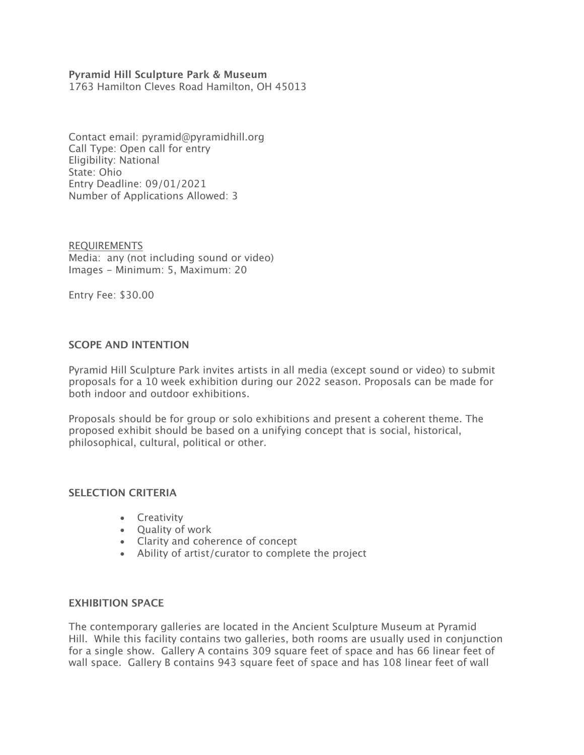**Pyramid Hill Sculpture Park & Museum**
1763 Hamilton Cleves Road Hamilton, OH 45013

Contact email: pyramid@pyramidhill.org
Call Type: Open call for entry
Eligibility: National
State: Ohio
Entry Deadline: 09/01/2021
Number of Applications Allowed: 3

<u>REQUIREMENTS</u>
Media: any (not including sound or video)
Images – Minimum: 5, Maximum: 20

Entry Fee: $30.00

## SCOPE AND INTENTION

Pyramid Hill Sculpture Park invites artists in all media (except sound or video) to submit proposals for a 10 week exhibition during our 2022 season. Proposals can be made for both indoor and outdoor exhibitions.

Proposals should be for group or solo exhibitions and present a coherent theme. The proposed exhibit should be based on a unifying concept that is social, historical, philosophical, cultural, political or other.

## SELECTION CRITERIA

- Creativity
- Quality of work
- Clarity and coherence of concept
- Ability of artist/curator to complete the project

## EXHIBITION SPACE

The contemporary galleries are located in the Ancient Sculpture Museum at Pyramid Hill. While this facility contains two galleries, both rooms are usually used in conjunction for a single show. Gallery A contains 309 square feet of space and has 66 linear feet of wall space. Gallery B contains 943 square feet of space and has 108 linear feet of wall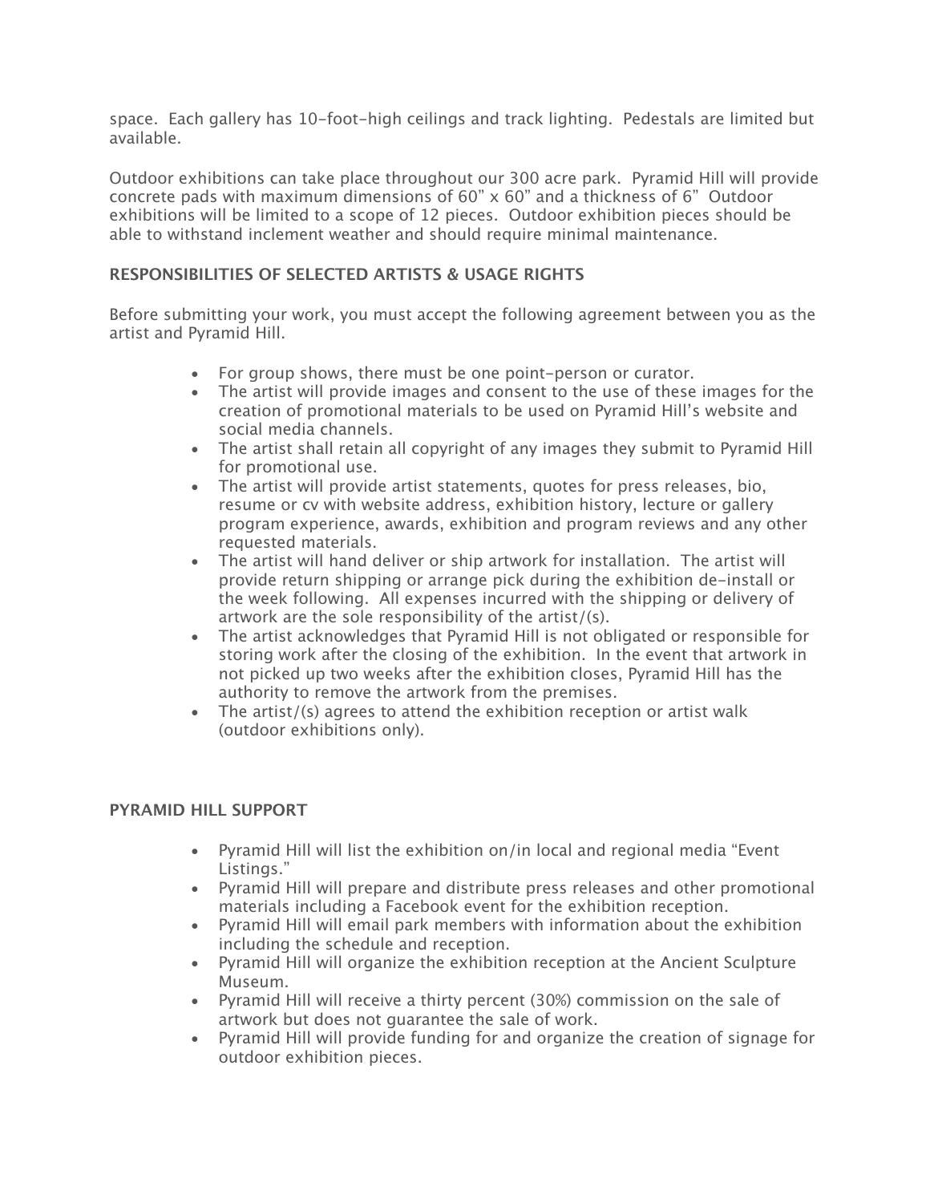space. Each gallery has 10-foot-high ceilings and track lighting. Pedestals are limited but available.

Outdoor exhibitions can take place throughout our 300 acre park. Pyramid Hill will provide concrete pads with maximum dimensions of 60" x 60" and a thickness of 6" Outdoor exhibitions will be limited to a scope of 12 pieces. Outdoor exhibition pieces should be able to withstand inclement weather and should require minimal maintenance.

### RESPONSIBILITIES OF SELECTED ARTISTS & USAGE RIGHTS

Before submitting your work, you must accept the following agreement between you as the artist and Pyramid Hill.

- For group shows, there must be one point-person or curator.
- The artist will provide images and consent to the use of these images for the creation of promotional materials to be used on Pyramid Hill's website and social media channels.
- The artist shall retain all copyright of any images they submit to Pyramid Hill for promotional use.
- The artist will provide artist statements, quotes for press releases, bio, resume or cv with website address, exhibition history, lecture or gallery program experience, awards, exhibition and program reviews and any other requested materials.
- The artist will hand deliver or ship artwork for installation. The artist will provide return shipping or arrange pick during the exhibition de-install or the week following. All expenses incurred with the shipping or delivery of artwork are the sole responsibility of the artist/(s).
- The artist acknowledges that Pyramid Hill is not obligated or responsible for storing work after the closing of the exhibition. In the event that artwork in not picked up two weeks after the exhibition closes, Pyramid Hill has the authority to remove the artwork from the premises.
- The artist/(s) agrees to attend the exhibition reception or artist walk (outdoor exhibitions only).

### PYRAMID HILL SUPPORT

- Pyramid Hill will list the exhibition on/in local and regional media "Event Listings."
- Pyramid Hill will prepare and distribute press releases and other promotional materials including a Facebook event for the exhibition reception.
- Pyramid Hill will email park members with information about the exhibition including the schedule and reception.
- Pyramid Hill will organize the exhibition reception at the Ancient Sculpture Museum.
- Pyramid Hill will receive a thirty percent (30%) commission on the sale of artwork but does not guarantee the sale of work.
- Pyramid Hill will provide funding for and organize the creation of signage for outdoor exhibition pieces.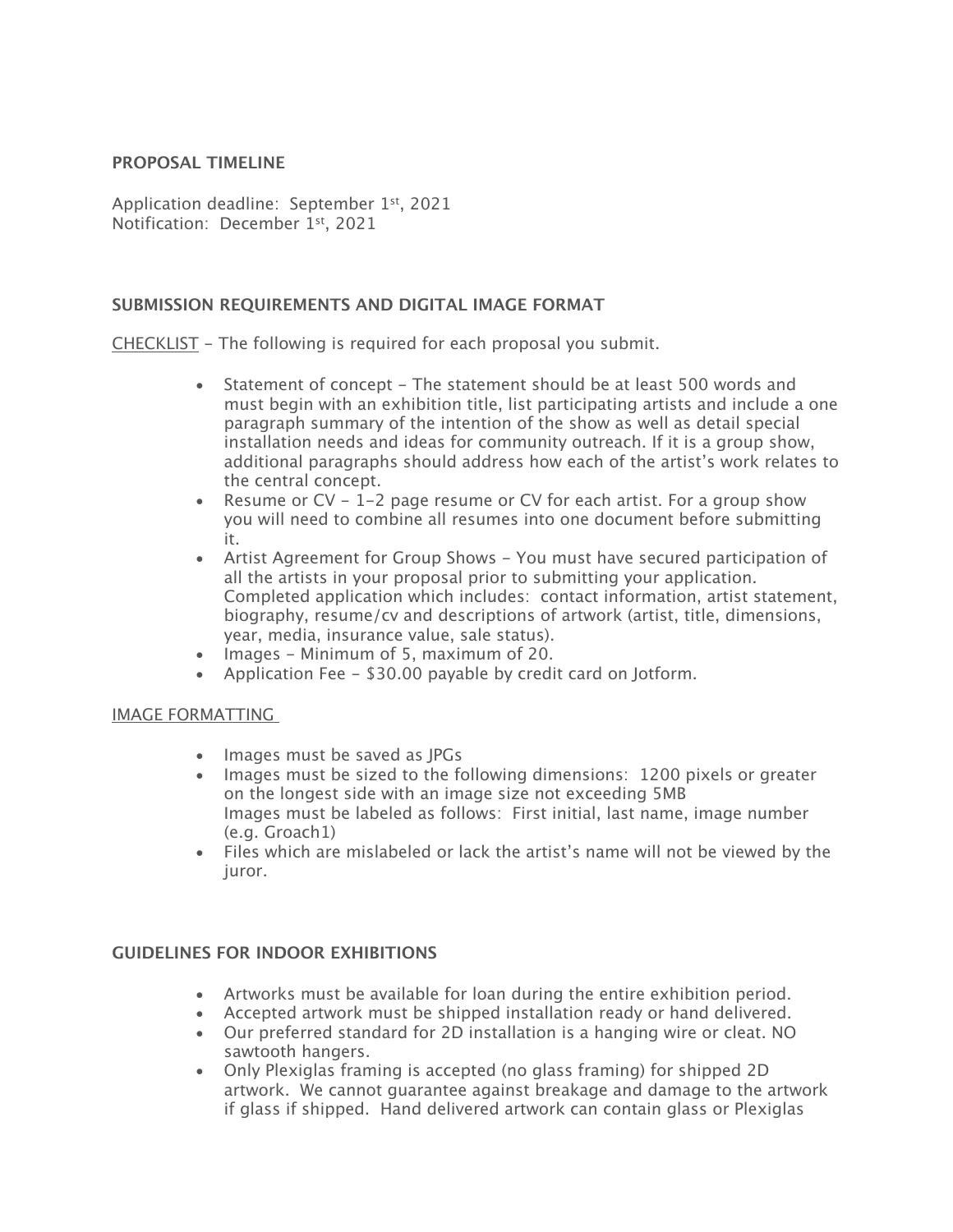**PROPOSAL TIMELINE**

Application deadline: September 1st, 2021
Notification: December 1st, 2021

**SUBMISSION REQUIREMENTS AND DIGITAL IMAGE FORMAT**

CHECKLIST – The following is required for each proposal you submit.

- Statement of concept – The statement should be at least 500 words and must begin with an exhibition title, list participating artists and include a one paragraph summary of the intention of the show as well as detail special installation needs and ideas for community outreach. If it is a group show, additional paragraphs should address how each of the artist's work relates to the central concept.
- Resume or CV – 1-2 page resume or CV for each artist. For a group show you will need to combine all resumes into one document before submitting it.
- Artist Agreement for Group Shows – You must have secured participation of all the artists in your proposal prior to submitting your application. Completed application which includes: contact information, artist statement, biography, resume/cv and descriptions of artwork (artist, title, dimensions, year, media, insurance value, sale status).
- Images – Minimum of 5, maximum of 20.
- Application Fee – $30.00 payable by credit card on Jotform.

IMAGE FORMATTING

- Images must be saved as JPGs
- Images must be sized to the following dimensions: 1200 pixels or greater on the longest side with an image size not exceeding 5MB
  Images must be labeled as follows: First initial, last name, image number (e.g. Groach1)
- Files which are mislabeled or lack the artist's name will not be viewed by the juror.

**GUIDELINES FOR INDOOR EXHIBITIONS**

- Artworks must be available for loan during the entire exhibition period.
- Accepted artwork must be shipped installation ready or hand delivered.
- Our preferred standard for 2D installation is a hanging wire or cleat. NO sawtooth hangers.
- Only Plexiglas framing is accepted (no glass framing) for shipped 2D artwork. We cannot guarantee against breakage and damage to the artwork if glass if shipped. Hand delivered artwork can contain glass or Plexiglas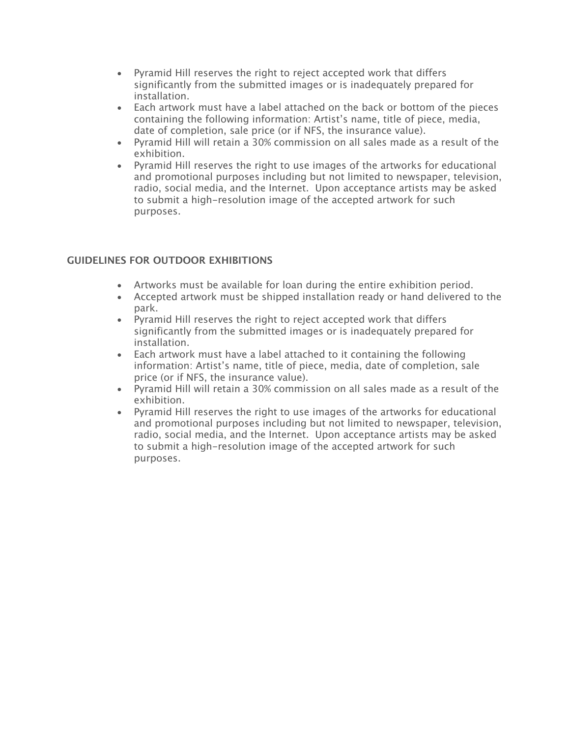- Pyramid Hill reserves the right to reject accepted work that differs significantly from the submitted images or is inadequately prepared for installation.
- Each artwork must have a label attached on the back or bottom of the pieces containing the following information: Artist's name, title of piece, media, date of completion, sale price (or if NFS, the insurance value).
- Pyramid Hill will retain a 30% commission on all sales made as a result of the exhibition.
- Pyramid Hill reserves the right to use images of the artworks for educational and promotional purposes including but not limited to newspaper, television, radio, social media, and the Internet. Upon acceptance artists may be asked to submit a high-resolution image of the accepted artwork for such purposes.

## GUIDELINES FOR OUTDOOR EXHIBITIONS

- Artworks must be available for loan during the entire exhibition period.
- Accepted artwork must be shipped installation ready or hand delivered to the park.
- Pyramid Hill reserves the right to reject accepted work that differs significantly from the submitted images or is inadequately prepared for installation.
- Each artwork must have a label attached to it containing the following information: Artist's name, title of piece, media, date of completion, sale price (or if NFS, the insurance value).
- Pyramid Hill will retain a 30% commission on all sales made as a result of the exhibition.
- Pyramid Hill reserves the right to use images of the artworks for educational and promotional purposes including but not limited to newspaper, television, radio, social media, and the Internet. Upon acceptance artists may be asked to submit a high-resolution image of the accepted artwork for such purposes.